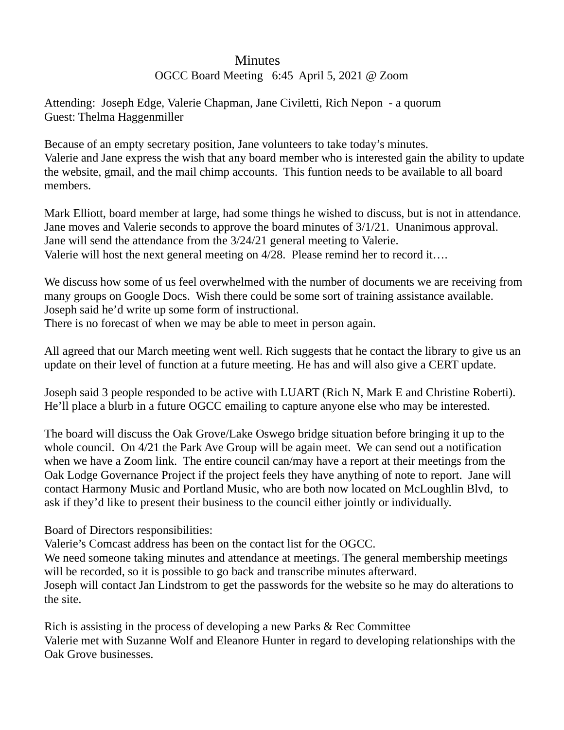# Minutes

OGCC Board Meeting 6:45 April 5, 2021 @ Zoom

Attending: Joseph Edge, Valerie Chapman, Jane Civiletti, Rich Nepon - a quorum
Guest: Thelma Haggenmiller

Because of an empty secretary position, Jane volunteers to take today's minutes.
Valerie and Jane express the wish that any board member who is interested gain the ability to update the website, gmail, and the mail chimp accounts. This funtion needs to be available to all board members.

Mark Elliott, board member at large, had some things he wished to discuss, but is not in attendance.
Jane moves and Valerie seconds to approve the board minutes of 3/1/21. Unanimous approval.
Jane will send the attendance from the 3/24/21 general meeting to Valerie.
Valerie will host the next general meeting on 4/28. Please remind her to record it….

We discuss how some of us feel overwhelmed with the number of documents we are receiving from many groups on Google Docs. Wish there could be some sort of training assistance available.
Joseph said he'd write up some form of instructional.
There is no forecast of when we may be able to meet in person again.

All agreed that our March meeting went well. Rich suggests that he contact the library to give us an update on their level of function at a future meeting. He has and will also give a CERT update.

Joseph said 3 people responded to be active with LUART (Rich N, Mark E and Christine Roberti). He'll place a blurb in a future OGCC emailing to capture anyone else who may be interested.

The board will discuss the Oak Grove/Lake Oswego bridge situation before bringing it up to the whole council. On 4/21 the Park Ave Group will be again meet. We can send out a notification when we have a Zoom link. The entire council can/may have a report at their meetings from the Oak Lodge Governance Project if the project feels they have anything of note to report. Jane will contact Harmony Music and Portland Music, who are both now located on McLoughlin Blvd, to ask if they'd like to present their business to the council either jointly or individually.

Board of Directors responsibilities:
Valerie's Comcast address has been on the contact list for the OGCC.
We need someone taking minutes and attendance at meetings. The general membership meetings will be recorded, so it is possible to go back and transcribe minutes afterward.
Joseph will contact Jan Lindstrom to get the passwords for the website so he may do alterations to the site.

Rich is assisting in the process of developing a new Parks & Rec Committee
Valerie met with Suzanne Wolf and Eleanore Hunter in regard to developing relationships with the Oak Grove businesses.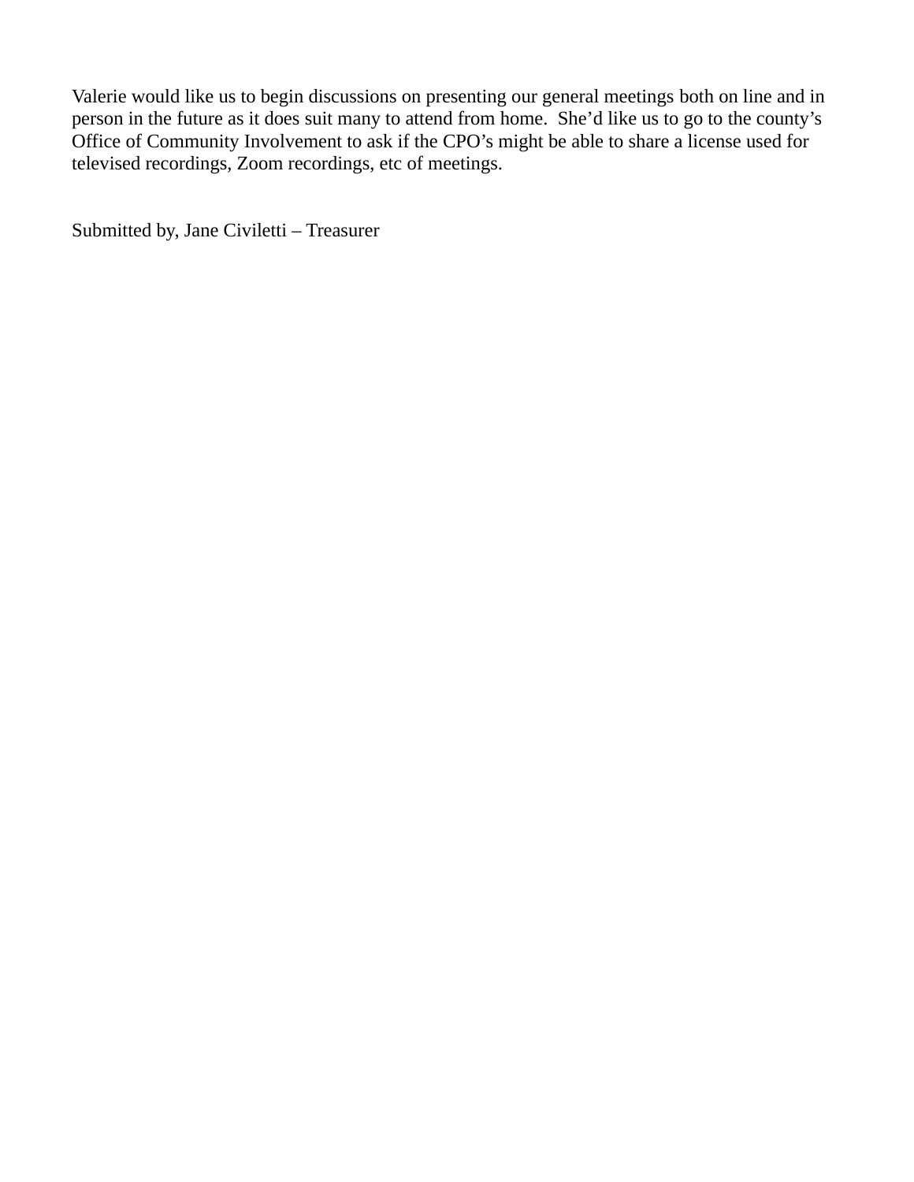Valerie would like us to begin discussions on presenting our general meetings both on line and in person in the future as it does suit many to attend from home. She'd like us to go to the county's Office of Community Involvement to ask if the CPO's might be able to share a license used for televised recordings, Zoom recordings, etc of meetings.

Submitted by, Jane Civiletti – Treasurer